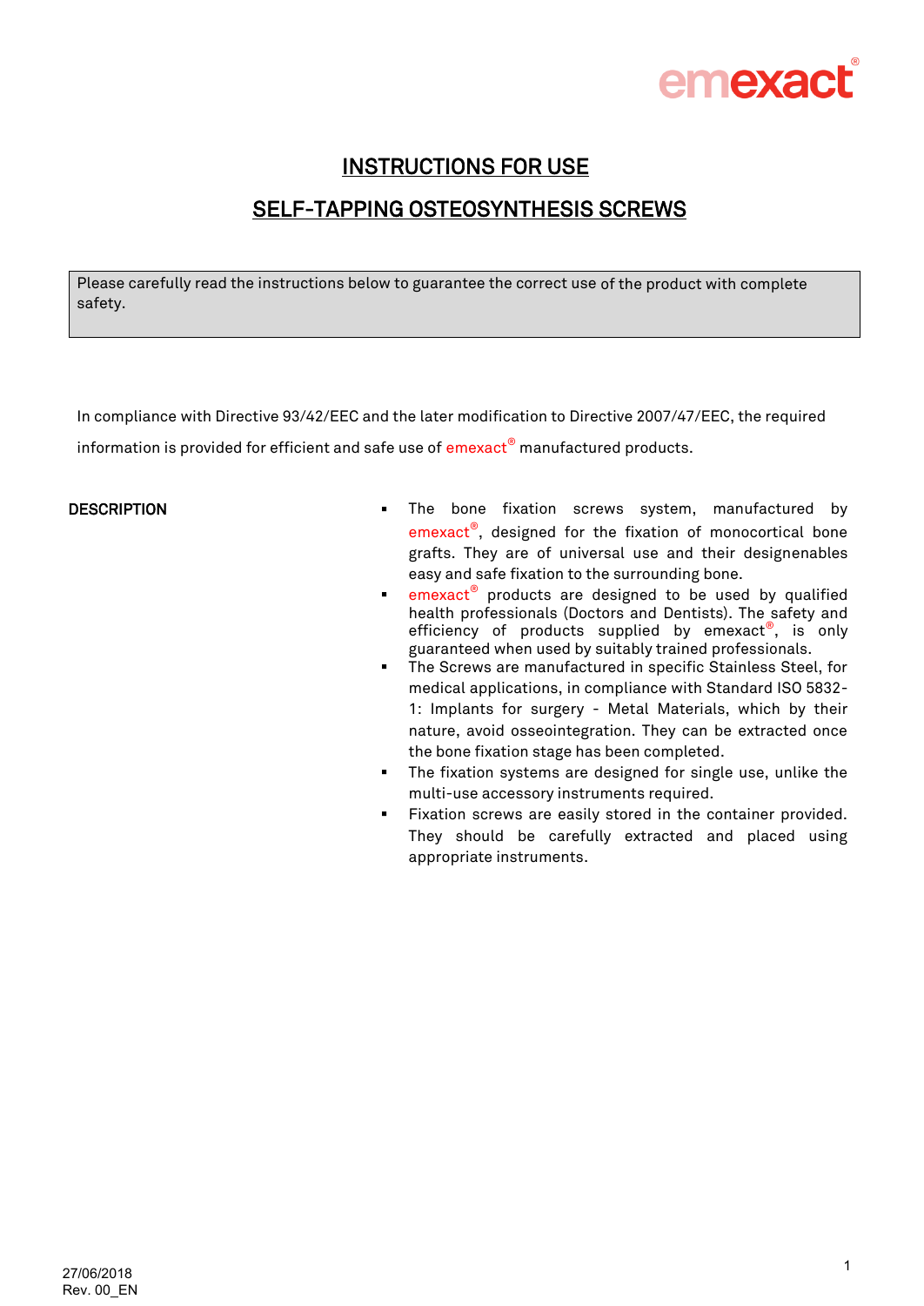emexact®

# INSTRUCTIONS FOR USE

## SELF-TAPPING OSTEOSYNTHESIS SCREWS

Please carefully read the instructions below to guarantee the correct use of the product with complete safety.

In compliance with Directive 93/42/EEC and the later modification to Directive 2007/47/EEC, the required information is provided for efficient and safe use of emexact® manufactured products.

**DESCRIPTION**

- The bone fixation screws system, manufactured by emexact®, designed for the fixation of monocortical bone grafts. They are of universal use and their designenables easy and safe fixation to the surrounding bone.
- emexact® products are designed to be used by qualified health professionals (Doctors and Dentists). The safety and efficiency of products supplied by emexact®, is only guaranteed when used by suitably trained professionals.
- The Screws are manufactured in specific Stainless Steel, for medical applications, in compliance with Standard ISO 5832-1: Implants for surgery - Metal Materials, which by their nature, avoid osseointegration. They can be extracted once the bone fixation stage has been completed.
- The fixation systems are designed for single use, unlike the multi-use accessory instruments required.
- Fixation screws are easily stored in the container provided. They should be carefully extracted and placed using appropriate instruments.

27/06/2018
Rev. 00_EN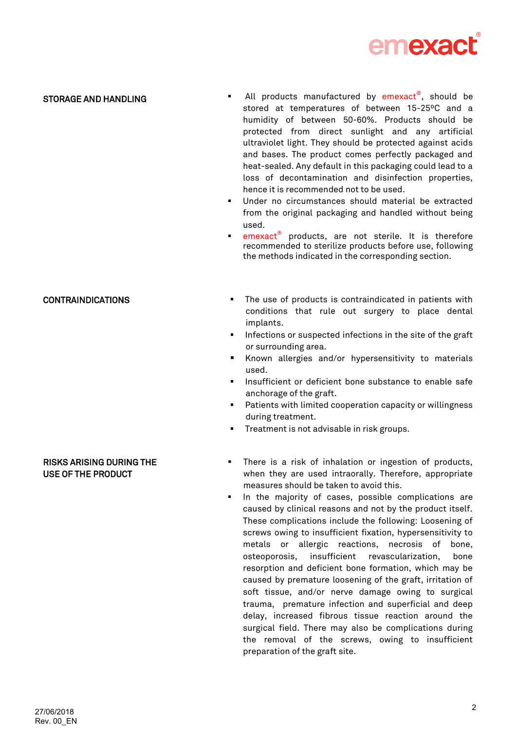## STORAGE AND HANDLING

- All products manufactured by emexact®, should be stored at temperatures of between 15-25ºC and a humidity of between 50-60%. Products should be protected from direct sunlight and any artificial ultraviolet light. They should be protected against acids and bases. The product comes perfectly packaged and heat-sealed. Any default in this packaging could lead to a loss of decontamination and disinfection properties, hence it is recommended not to be used.
- Under no circumstances should material be extracted from the original packaging and handled without being used.
- emexact® products, are not sterile. It is therefore recommended to sterilize products before use, following the methods indicated in the corresponding section.

## CONTRAINDICATIONS

- The use of products is contraindicated in patients with conditions that rule out surgery to place dental implants.
- Infections or suspected infections in the site of the graft or surrounding area.
- Known allergies and/or hypersensitivity to materials used.
- Insufficient or deficient bone substance to enable safe anchorage of the graft.
- Patients with limited cooperation capacity or willingness during treatment.
- Treatment is not advisable in risk groups.

## RISKS ARISING DURING THE USE OF THE PRODUCT

- There is a risk of inhalation or ingestion of products, when they are used intraorally. Therefore, appropriate measures should be taken to avoid this.
- In the majority of cases, possible complications are caused by clinical reasons and not by the product itself. These complications include the following: Loosening of screws owing to insufficient fixation, hypersensitivity to metals or allergic reactions, necrosis of bone, osteoporosis, insufficient revascularization, bone resorption and deficient bone formation, which may be caused by premature loosening of the graft, irritation of soft tissue, and/or nerve damage owing to surgical trauma, premature infection and superficial and deep delay, increased fibrous tissue reaction around the surgical field. There may also be complications during the removal of the screws, owing to insufficient preparation of the graft site.

27/06/2018
Rev. 00_EN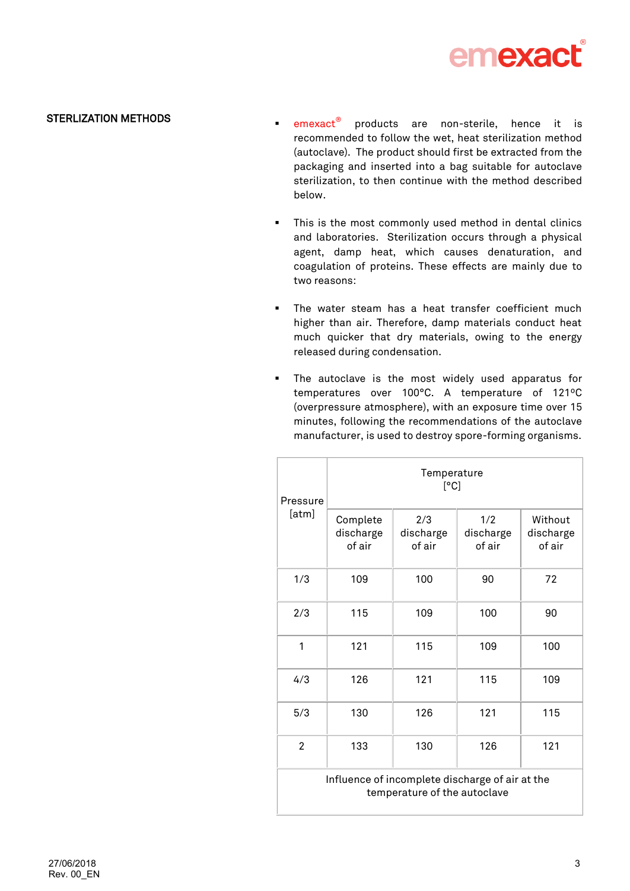## STERLIZATION METHODS

- emexact® products are non-sterile, hence it is recommended to follow the wet, heat sterilization method (autoclave). The product should first be extracted from the packaging and inserted into a bag suitable for autoclave sterilization, to then continue with the method described below.

- This is the most commonly used method in dental clinics and laboratories. Sterilization occurs through a physical agent, damp heat, which causes denaturation, and coagulation of proteins. These effects are mainly due to two reasons:

- The water steam has a heat transfer coefficient much higher than air. Therefore, damp materials conduct heat much quicker that dry materials, owing to the energy released during condensation.

- The autoclave is the most widely used apparatus for temperatures over 100°C. A temperature of 121ºC (overpressure atmosphere), with an exposure time over 15 minutes, following the recommendations of the autoclave manufacturer, is used to destroy spore-forming organisms.

| Pressure [atm] | Temperature [°C] | | | |
|---|---|---|---|---|
| | Complete discharge of air | 2/3 discharge of air | 1/2 discharge of air | Without discharge of air |
| 1/3 | 109 | 100 | 90 | 72 |
| 2/3 | 115 | 109 | 100 | 90 |
| 1 | 121 | 115 | 109 | 100 |
| 4/3 | 126 | 121 | 115 | 109 |
| 5/3 | 130 | 126 | 121 | 115 |
| 2 | 133 | 130 | 126 | 121 |

Influence of incomplete discharge of air at the temperature of the autoclave

27/06/2018
Rev. 00_EN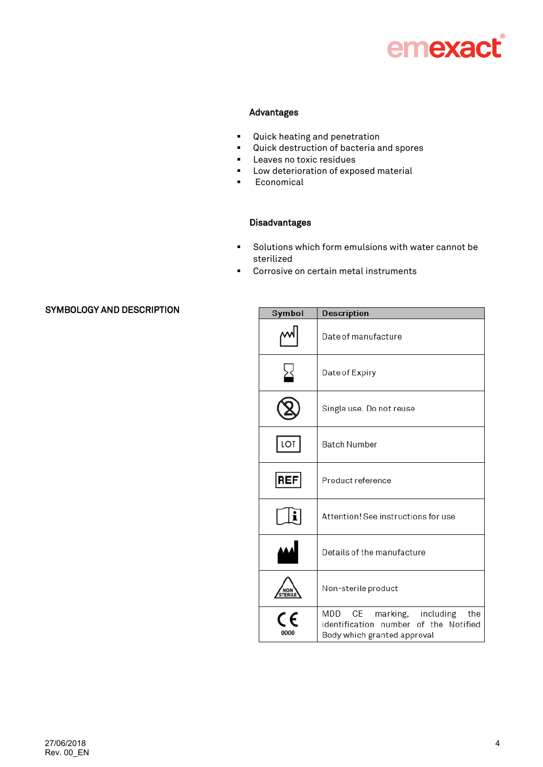## Advantages

- Quick heating and penetration
- Quick destruction of bacteria and spores
- Leaves no toxic residues
- Low deterioration of exposed material
- Economical

## Disadvantages

- Solutions which form emulsions with water cannot be sterilized
- Corrosive on certain metal instruments

## SYMBOLOGY AND DESCRIPTION

| Symbol | Description |
|---|---|
| | Date of manufacture |
| | Date of Expiry |
| | Single use. Do not reuse |
| LOT | Batch Number |
| REF | Product reference |
| | Attention! See instructions for use |
| | Details of the manufacture |
| NON STERILE | Non-sterile product |
| CE 0000 | MDD CE marking, including the identification number of the Notified Body which granted approval |

27/06/2018
Rev. 00_EN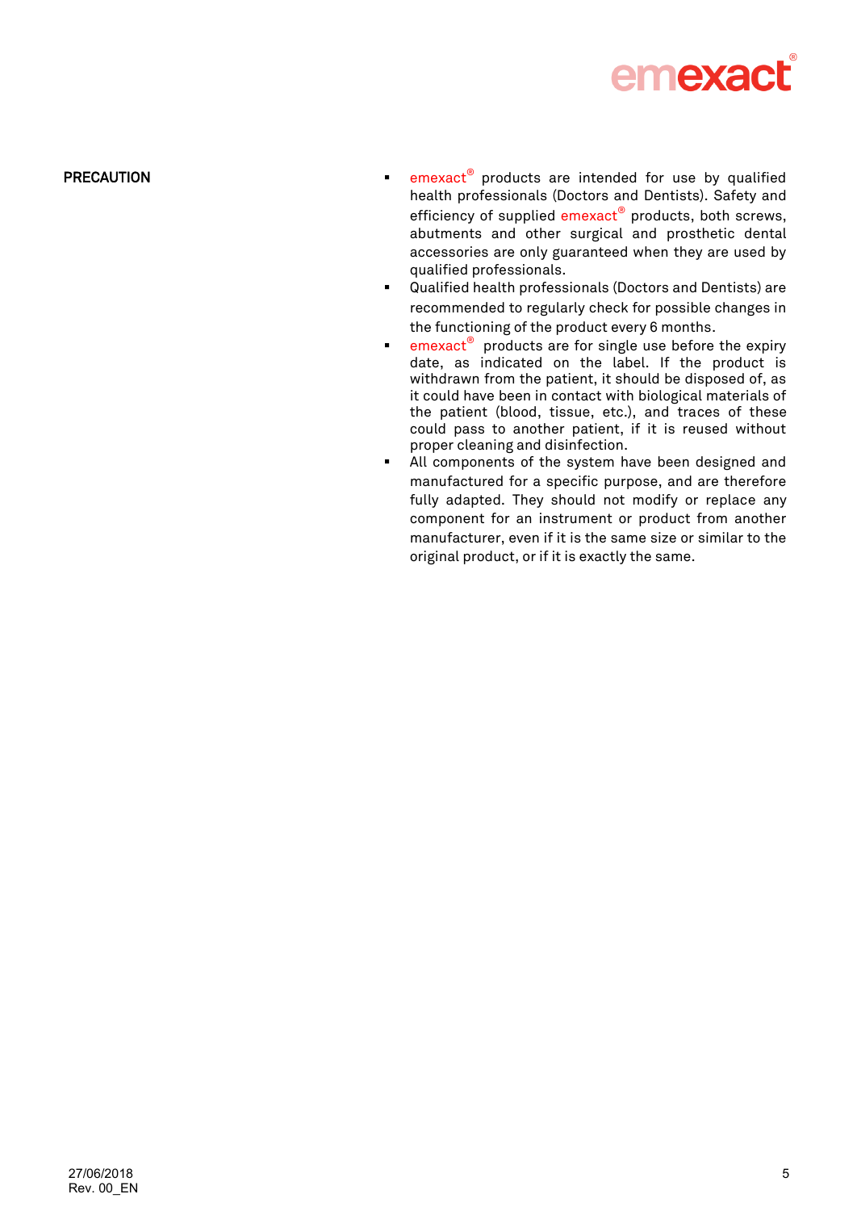## PRECAUTION

- emexact® products are intended for use by qualified health professionals (Doctors and Dentists). Safety and efficiency of supplied emexact® products, both screws, abutments and other surgical and prosthetic dental accessories are only guaranteed when they are used by qualified professionals.
- Qualified health professionals (Doctors and Dentists) are recommended to regularly check for possible changes in the functioning of the product every 6 months.
- emexact® products are for single use before the expiry date, as indicated on the label. If the product is withdrawn from the patient, it should be disposed of, as it could have been in contact with biological materials of the patient (blood, tissue, etc.), and traces of these could pass to another patient, if it is reused without proper cleaning and disinfection.
- All components of the system have been designed and manufactured for a specific purpose, and are therefore fully adapted. They should not modify or replace any component for an instrument or product from another manufacturer, even if it is the same size or similar to the original product, or if it is exactly the same.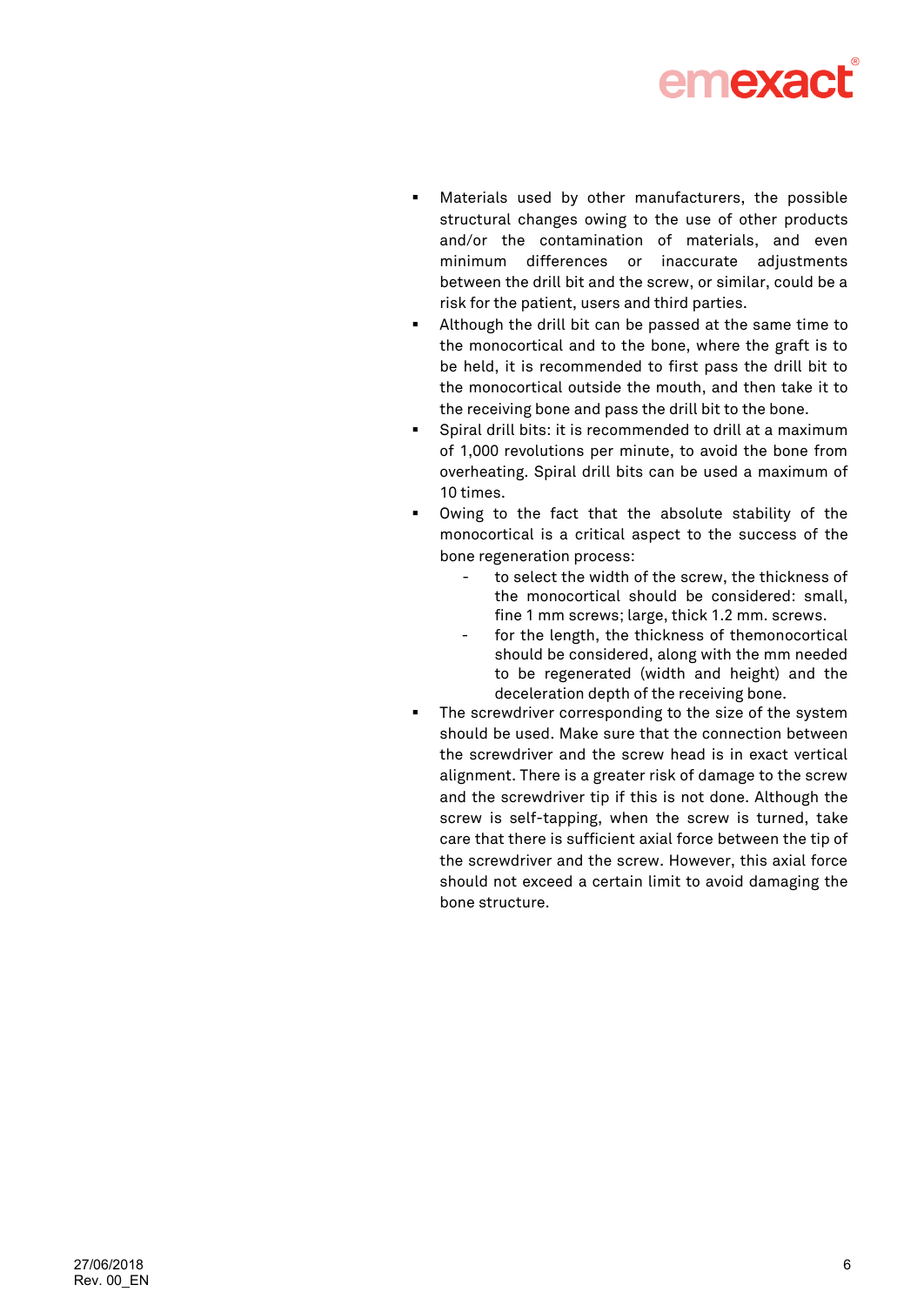- Materials used by other manufacturers, the possible structural changes owing to the use of other products and/or the contamination of materials, and even minimum differences or inaccurate adjustments between the drill bit and the screw, or similar, could be a risk for the patient, users and third parties.
- Although the drill bit can be passed at the same time to the monocortical and to the bone, where the graft is to be held, it is recommended to first pass the drill bit to the monocortical outside the mouth, and then take it to the receiving bone and pass the drill bit to the bone.
- Spiral drill bits: it is recommended to drill at a maximum of 1,000 revolutions per minute, to avoid the bone from overheating. Spiral drill bits can be used a maximum of 10 times.
- Owing to the fact that the absolute stability of the monocortical is a critical aspect to the success of the bone regeneration process:
  - to select the width of the screw, the thickness of the monocortical should be considered: small, fine 1 mm screws; large, thick 1.2 mm. screws.
  - for the length, the thickness of themonocortical should be considered, along with the mm needed to be regenerated (width and height) and the deceleration depth of the receiving bone.
- The screwdriver corresponding to the size of the system should be used. Make sure that the connection between the screwdriver and the screw head is in exact vertical alignment. There is a greater risk of damage to the screw and the screwdriver tip if this is not done. Although the screw is self-tapping, when the screw is turned, take care that there is sufficient axial force between the tip of the screwdriver and the screw. However, this axial force should not exceed a certain limit to avoid damaging the bone structure.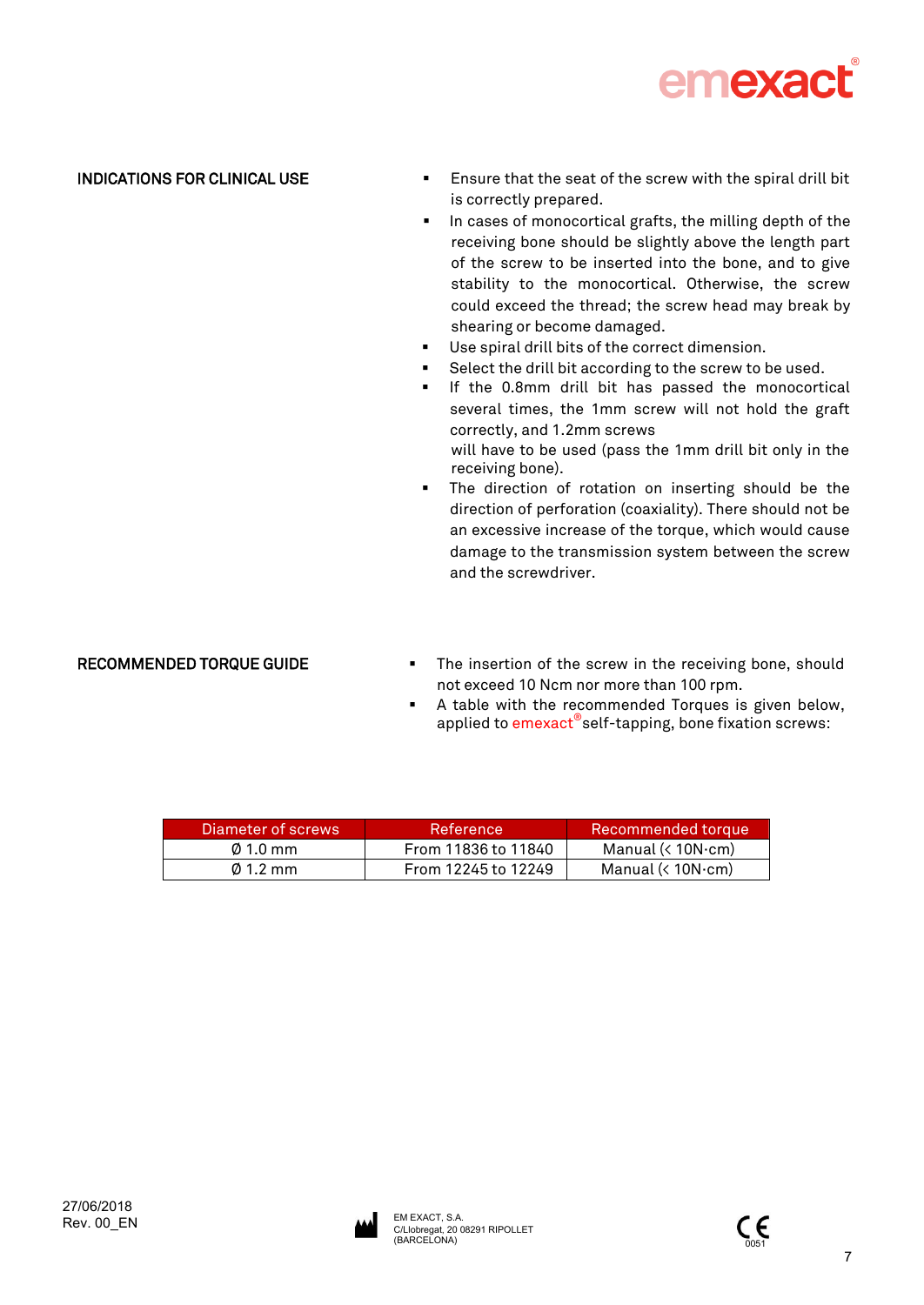## INDICATIONS FOR CLINICAL USE

- Ensure that the seat of the screw with the spiral drill bit is correctly prepared.
- In cases of monocortical grafts, the milling depth of the receiving bone should be slightly above the length part of the screw to be inserted into the bone, and to give stability to the monocortical. Otherwise, the screw could exceed the thread; the screw head may break by shearing or become damaged.
- Use spiral drill bits of the correct dimension.
- Select the drill bit according to the screw to be used.
- If the 0.8mm drill bit has passed the monocortical several times, the 1mm screw will not hold the graft correctly, and 1.2mm screws will have to be used (pass the 1mm drill bit only in the receiving bone).
- The direction of rotation on inserting should be the direction of perforation (coaxiality). There should not be an excessive increase of the torque, which would cause damage to the transmission system between the screw and the screwdriver.

## RECOMMENDED TORQUE GUIDE

- The insertion of the screw in the receiving bone, should not exceed 10 Ncm nor more than 100 rpm.
- A table with the recommended Torques is given below, applied to emexact® self-tapping, bone fixation screws:

| Diameter of screws | Reference | Recommended torque |
|---|---|---|
| Ø 1.0 mm | From 11836 to 11840 | Manual (< 10N·cm) |
| Ø 1.2 mm | From 12245 to 12249 | Manual (< 10N·cm) |

27/06/2018
Rev. 00_EN

EM EXACT, S.A.
C/Llobregat, 20 08291 RIPOLLET
(BARCELONA)

CE 0051